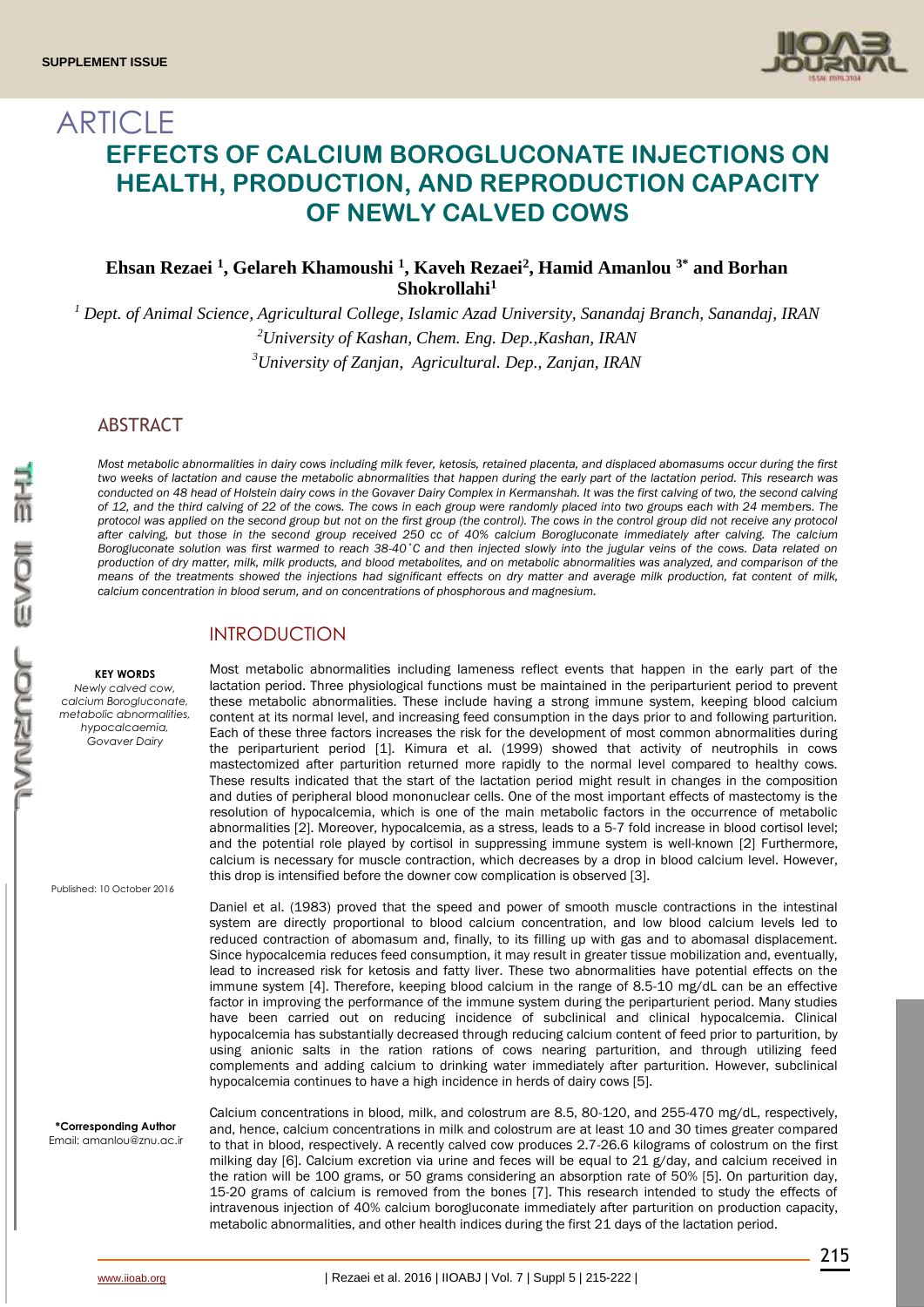SUPPLEMENT ISSUE

# ARTICLE

# EFFECTS OF CALCIUM BOROGLUCONATE INJECTIONS ON HEALTH, PRODUCTION, AND REPRODUCTION CAPACITY OF NEWLY CALVED COWS

**Ehsan Rezaei [1], Gelareh Khamoushi [1], Kaveh Rezaei[2], Hamid Amanlou [3*] and Borhan Shokrollahi[1]**

[1] *Dept. of Animal Science, Agricultural College, Islamic Azad University, Sanandaj Branch, Sanandaj, IRAN*

[2]*University of Kashan, Chem. Eng. Dep.,Kashan, IRAN*

[3]*University of Zanjan, Agricultural. Dep., Zanjan, IRAN*

## ABSTRACT

*Most metabolic abnormalities in dairy cows including milk fever, ketosis, retained placenta, and displaced abomasums occur during the first two weeks of lactation and cause the metabolic abnormalities that happen during the early part of the lactation period. This research was conducted on 48 head of Holstein dairy cows in the Govaver Dairy Complex in Kermanshah. It was the first calving of two, the second calving of 12, and the third calving of 22 of the cows. The cows in each group were randomly placed into two groups each with 24 members. The protocol was applied on the second group but not on the first group (the control). The cows in the control group did not receive any protocol after calving, but those in the second group received 250 cc of 40% calcium Borogluconate immediately after calving. The calcium Borogluconate solution was first warmed to reach 38-40˚C and then injected slowly into the jugular veins of the cows. Data related on production of dry matter, milk, milk products, and blood metabolites, and on metabolic abnormalities was analyzed, and comparison of the means of the treatments showed the injections had significant effects on dry matter and average milk production, fat content of milk, calcium concentration in blood serum, and on concentrations of phosphorous and magnesium.*

**KEY WORDS**
*Newly calved cow, calcium Borogluconate, metabolic abnormalities, hypocalcaemia, Govaver Dairy*

Published: 10 October 2016

**\*Corresponding Author**
Email: amanlou@znu.ac.ir

## INTRODUCTION

Most metabolic abnormalities including lameness reflect events that happen in the early part of the lactation period. Three physiological functions must be maintained in the periparturient period to prevent these metabolic abnormalities. These include having a strong immune system, keeping blood calcium content at its normal level, and increasing feed consumption in the days prior to and following parturition. Each of these three factors increases the risk for the development of most common abnormalities during the periparturient period [1]. Kimura et al. (1999) showed that activity of neutrophils in cows mastectomized after parturition returned more rapidly to the normal level compared to healthy cows. These results indicated that the start of the lactation period might result in changes in the composition and duties of peripheral blood mononuclear cells. One of the most important effects of mastectomy is the resolution of hypocalcemia, which is one of the main metabolic factors in the occurrence of metabolic abnormalities [2]. Moreover, hypocalcemia, as a stress, leads to a 5-7 fold increase in blood cortisol level; and the potential role played by cortisol in suppressing immune system is well-known [2] Furthermore, calcium is necessary for muscle contraction, which decreases by a drop in blood calcium level. However, this drop is intensified before the downer cow complication is observed [3].

Daniel et al. (1983) proved that the speed and power of smooth muscle contractions in the intestinal system are directly proportional to blood calcium concentration, and low blood calcium levels led to reduced contraction of abomasum and, finally, to its filling up with gas and to abomasal displacement. Since hypocalcemia reduces feed consumption, it may result in greater tissue mobilization and, eventually, lead to increased risk for ketosis and fatty liver. These two abnormalities have potential effects on the immune system [4]. Therefore, keeping blood calcium in the range of 8.5-10 mg/dL can be an effective factor in improving the performance of the immune system during the periparturient period. Many studies have been carried out on reducing incidence of subclinical and clinical hypocalcemia. Clinical hypocalcemia has substantially decreased through reducing calcium content of feed prior to parturition, by using anionic salts in the ration rations of cows nearing parturition, and through utilizing feed complements and adding calcium to drinking water immediately after parturition. However, subclinical hypocalcemia continues to have a high incidence in herds of dairy cows [5].

Calcium concentrations in blood, milk, and colostrum are 8.5, 80-120, and 255-470 mg/dL, respectively, and, hence, calcium concentrations in milk and colostrum are at least 10 and 30 times greater compared to that in blood, respectively. A recently calved cow produces 2.7-26.6 kilograms of colostrum on the first milking day [6]. Calcium excretion via urine and feces will be equal to 21 g/day, and calcium received in the ration will be 100 grams, or 50 grams considering an absorption rate of 50% [5]. On parturition day, 15-20 grams of calcium is removed from the bones [7]. This research intended to study the effects of intravenous injection of 40% calcium borogluconate immediately after parturition on production capacity, metabolic abnormalities, and other health indices during the first 21 days of the lactation period.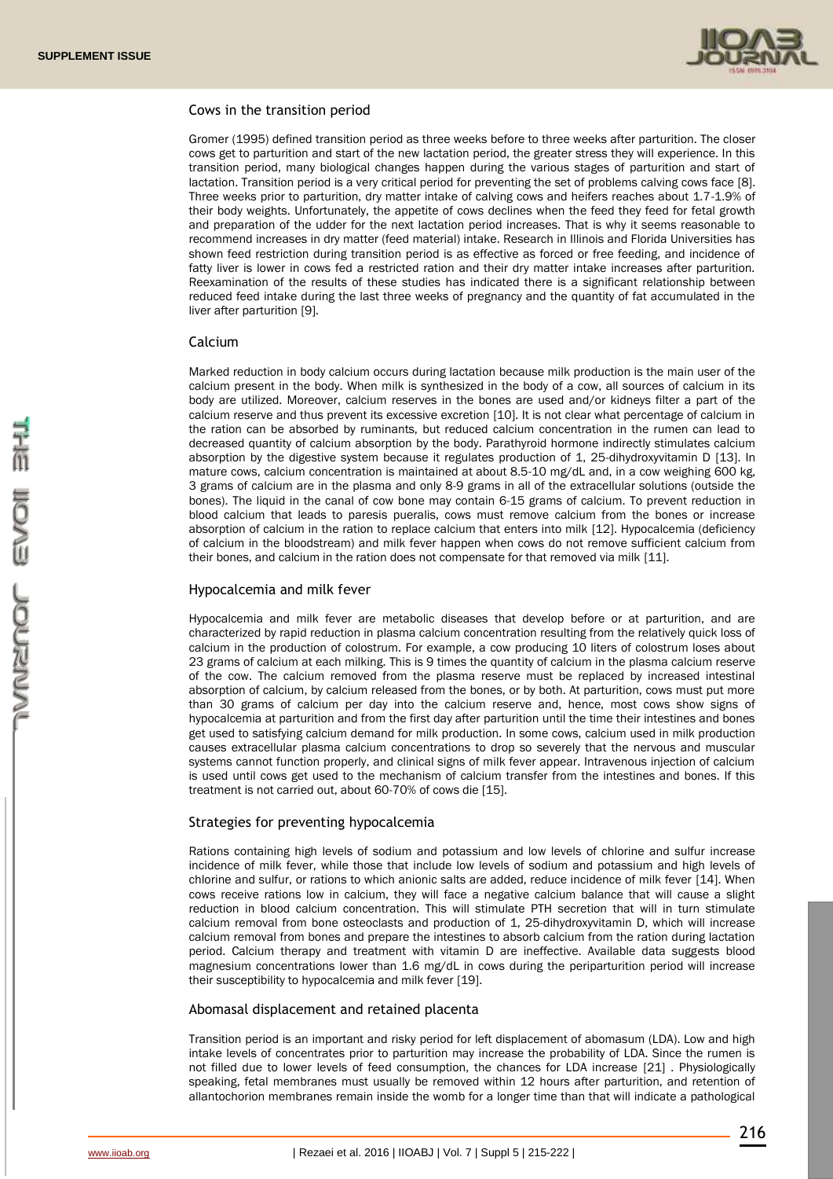## Cows in the transition period

Gromer (1995) defined transition period as three weeks before to three weeks after parturition. The closer cows get to parturition and start of the new lactation period, the greater stress they will experience. In this transition period, many biological changes happen during the various stages of parturition and start of lactation. Transition period is a very critical period for preventing the set of problems calving cows face [8]. Three weeks prior to parturition, dry matter intake of calving cows and heifers reaches about 1.7-1.9% of their body weights. Unfortunately, the appetite of cows declines when the feed they feed for fetal growth and preparation of the udder for the next lactation period increases. That is why it seems reasonable to recommend increases in dry matter (feed material) intake. Research in Illinois and Florida Universities has shown feed restriction during transition period is as effective as forced or free feeding, and incidence of fatty liver is lower in cows fed a restricted ration and their dry matter intake increases after parturition. Reexamination of the results of these studies has indicated there is a significant relationship between reduced feed intake during the last three weeks of pregnancy and the quantity of fat accumulated in the liver after parturition [9].

## Calcium

Marked reduction in body calcium occurs during lactation because milk production is the main user of the calcium present in the body. When milk is synthesized in the body of a cow, all sources of calcium in its body are utilized. Moreover, calcium reserves in the bones are used and/or kidneys filter a part of the calcium reserve and thus prevent its excessive excretion [10]. It is not clear what percentage of calcium in the ration can be absorbed by ruminants, but reduced calcium concentration in the rumen can lead to decreased quantity of calcium absorption by the body. Parathyroid hormone indirectly stimulates calcium absorption by the digestive system because it regulates production of 1, 25-dihydroxyvitamin D [13]. In mature cows, calcium concentration is maintained at about 8.5-10 mg/dL and, in a cow weighing 600 kg, 3 grams of calcium are in the plasma and only 8-9 grams in all of the extracellular solutions (outside the bones). The liquid in the canal of cow bone may contain 6-15 grams of calcium. To prevent reduction in blood calcium that leads to paresis pueralis, cows must remove calcium from the bones or increase absorption of calcium in the ration to replace calcium that enters into milk [12]. Hypocalcemia (deficiency of calcium in the bloodstream) and milk fever happen when cows do not remove sufficient calcium from their bones, and calcium in the ration does not compensate for that removed via milk [11].

## Hypocalcemia and milk fever

Hypocalcemia and milk fever are metabolic diseases that develop before or at parturition, and are characterized by rapid reduction in plasma calcium concentration resulting from the relatively quick loss of calcium in the production of colostrum. For example, a cow producing 10 liters of colostrum loses about 23 grams of calcium at each milking. This is 9 times the quantity of calcium in the plasma calcium reserve of the cow. The calcium removed from the plasma reserve must be replaced by increased intestinal absorption of calcium, by calcium released from the bones, or by both. At parturition, cows must put more than 30 grams of calcium per day into the calcium reserve and, hence, most cows show signs of hypocalcemia at parturition and from the first day after parturition until the time their intestines and bones get used to satisfying calcium demand for milk production. In some cows, calcium used in milk production causes extracellular plasma calcium concentrations to drop so severely that the nervous and muscular systems cannot function properly, and clinical signs of milk fever appear. Intravenous injection of calcium is used until cows get used to the mechanism of calcium transfer from the intestines and bones. If this treatment is not carried out, about 60-70% of cows die [15].

## Strategies for preventing hypocalcemia

Rations containing high levels of sodium and potassium and low levels of chlorine and sulfur increase incidence of milk fever, while those that include low levels of sodium and potassium and high levels of chlorine and sulfur, or rations to which anionic salts are added, reduce incidence of milk fever [14]. When cows receive rations low in calcium, they will face a negative calcium balance that will cause a slight reduction in blood calcium concentration. This will stimulate PTH secretion that will in turn stimulate calcium removal from bone osteoclasts and production of 1, 25-dihydroxyvitamin D, which will increase calcium removal from bones and prepare the intestines to absorb calcium from the ration during lactation period. Calcium therapy and treatment with vitamin D are ineffective. Available data suggests blood magnesium concentrations lower than 1.6 mg/dL in cows during the periparturition period will increase their susceptibility to hypocalcemia and milk fever [19].

## Abomasal displacement and retained placenta

Transition period is an important and risky period for left displacement of abomasum (LDA). Low and high intake levels of concentrates prior to parturition may increase the probability of LDA. Since the rumen is not filled due to lower levels of feed consumption, the chances for LDA increase [21] . Physiologically speaking, fetal membranes must usually be removed within 12 hours after parturition, and retention of allantochorion membranes remain inside the womb for a longer time than that will indicate a pathological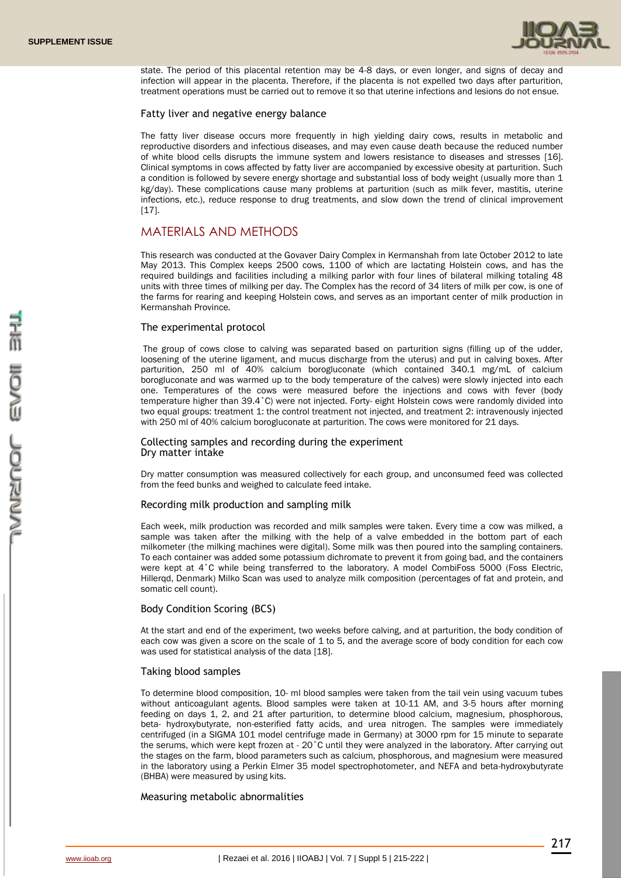state. The period of this placental retention may be 4-8 days, or even longer, and signs of decay and infection will appear in the placenta. Therefore, if the placenta is not expelled two days after parturition, treatment operations must be carried out to remove it so that uterine infections and lesions do not ensue.

### Fatty liver and negative energy balance

The fatty liver disease occurs more frequently in high yielding dairy cows, results in metabolic and reproductive disorders and infectious diseases, and may even cause death because the reduced number of white blood cells disrupts the immune system and lowers resistance to diseases and stresses [16]. Clinical symptoms in cows affected by fatty liver are accompanied by excessive obesity at parturition. Such a condition is followed by severe energy shortage and substantial loss of body weight (usually more than 1 kg/day). These complications cause many problems at parturition (such as milk fever, mastitis, uterine infections, etc.), reduce response to drug treatments, and slow down the trend of clinical improvement [17].

## MATERIALS AND METHODS

This research was conducted at the Govaver Dairy Complex in Kermanshah from late October 2012 to late May 2013. This Complex keeps 2500 cows, 1100 of which are lactating Holstein cows, and has the required buildings and facilities including a milking parlor with four lines of bilateral milking totaling 48 units with three times of milking per day. The Complex has the record of 34 liters of milk per cow, is one of the farms for rearing and keeping Holstein cows, and serves as an important center of milk production in Kermanshah Province.

### The experimental protocol

The group of cows close to calving was separated based on parturition signs (filling up of the udder, loosening of the uterine ligament, and mucus discharge from the uterus) and put in calving boxes. After parturition, 250 ml of 40% calcium borogluconate (which contained 340.1 mg/mL of calcium borogluconate and was warmed up to the body temperature of the calves) were slowly injected into each one. Temperatures of the cows were measured before the injections and cows with fever (body temperature higher than 39.4˚C) were not injected. Forty- eight Holstein cows were randomly divided into two equal groups: treatment 1: the control treatment not injected, and treatment 2: intravenously injected with 250 ml of 40% calcium borogluconate at parturition. The cows were monitored for 21 days.

### Collecting samples and recording during the experiment

### Dry matter intake

Dry matter consumption was measured collectively for each group, and unconsumed feed was collected from the feed bunks and weighed to calculate feed intake.

### Recording milk production and sampling milk

Each week, milk production was recorded and milk samples were taken. Every time a cow was milked, a sample was taken after the milking with the help of a valve embedded in the bottom part of each milkometer (the milking machines were digital). Some milk was then poured into the sampling containers. To each container was added some potassium dichromate to prevent it from going bad, and the containers were kept at 4˚C while being transferred to the laboratory. A model CombiFoss 5000 (Foss Electric, Hillerqd, Denmark) Milko Scan was used to analyze milk composition (percentages of fat and protein, and somatic cell count).

### Body Condition Scoring (BCS)

At the start and end of the experiment, two weeks before calving, and at parturition, the body condition of each cow was given a score on the scale of 1 to 5, and the average score of body condition for each cow was used for statistical analysis of the data [18].

### Taking blood samples

To determine blood composition, 10- ml blood samples were taken from the tail vein using vacuum tubes without anticoagulant agents. Blood samples were taken at 10-11 AM, and 3-5 hours after morning feeding on days 1, 2, and 21 after parturition, to determine blood calcium, magnesium, phosphorous, beta- hydroxybutyrate, non-esterified fatty acids, and urea nitrogen. The samples were immediately centrifuged (in a SIGMA 101 model centrifuge made in Germany) at 3000 rpm for 15 minute to separate the serums, which were kept frozen at - 20˚C until they were analyzed in the laboratory. After carrying out the stages on the farm, blood parameters such as calcium, phosphorous, and magnesium were measured in the laboratory using a Perkin Elmer 35 model spectrophotometer, and NEFA and beta-hydroxybutyrate (BHBA) were measured by using kits.

### Measuring metabolic abnormalities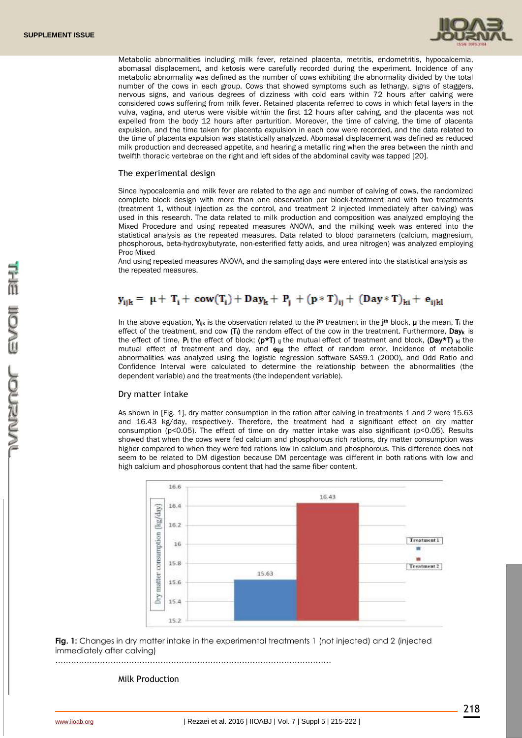Metabolic abnormalities including milk fever, retained placenta, metritis, endometritis, hypocalcemia, abomasal displacement, and ketosis were carefully recorded during the experiment. Incidence of any metabolic abnormality was defined as the number of cows exhibiting the abnormality divided by the total number of the cows in each group. Cows that showed symptoms such as lethargy, signs of staggers, nervous signs, and various degrees of dizziness with cold ears within 72 hours after calving were considered cows suffering from milk fever. Retained placenta referred to cows in which fetal layers in the vulva, vagina, and uterus were visible within the first 12 hours after calving, and the placenta was not expelled from the body 12 hours after parturition. Moreover, the time of calving, the time of placenta expulsion, and the time taken for placenta expulsion in each cow were recorded, and the data related to the time of placenta expulsion was statistically analyzed. Abomasal displacement was defined as reduced milk production and decreased appetite, and hearing a metallic ring when the area between the ninth and twelfth thoracic vertebrae on the right and left sides of the abdominal cavity was tapped [20].

## The experimental design

Since hypocalcemia and milk fever are related to the age and number of calving of cows, the randomized complete block design with more than one observation per block-treatment and with two treatments (treatment 1, without injection as the control, and treatment 2 injected immediately after calving) was used in this research. The data related to milk production and composition was analyzed employing the Mixed Procedure and using repeated measures ANOVA, and the milking week was entered into the statistical analysis as the repeated measures. Data related to blood parameters (calcium, magnesium, phosphorous, beta-hydroxybutyrate, non-esterified fatty acids, and urea nitrogen) was analyzed employing Proc Mixed

And using repeated measures ANOVA, and the sampling days were entered into the statistical analysis as the repeated measures.

$$y_{ijk} = \mu + T_i + cow(T_i) + Day_k + P_j + (p * T)_{ij} + (Day * T)_{ki} + e_{ijkl}$$

In the above equation, $Y_{ijk}$ is the observation related to the $i^{th}$ treatment in the $j^{th}$ block, $\mu$ the mean, $T_i$ the effect of the treatment, and cow $(T_i)$ the random effect of the cow in the treatment. Furthermore, $Day_k$ is the effect of time, $P_j$ the effect of block; $(p*T)_{ij}$ the mutual effect of treatment and block, $(Day*T)_{ki}$ the mutual effect of treatment and day, and $e_{ijkl}$ the effect of random error. Incidence of metabolic abnormalities was analyzed using the logistic regression software SAS9.1 (2000), and Odd Ratio and Confidence Interval were calculated to determine the relationship between the abnormalities (the dependent variable) and the treatments (the independent variable).

## Dry matter intake

As shown in [Fig. 1], dry matter consumption in the ration after calving in treatments 1 and 2 were 15.63 and 16.43 kg/day, respectively. Therefore, the treatment had a significant effect on dry matter consumption ($p<0.05$). The effect of time on dry matter intake was also significant ($p<0.05$). Results showed that when the cows were fed calcium and phosphorous rich rations, dry matter consumption was higher compared to when they were fed rations low in calcium and phosphorous. This difference does not seem to be related to DM digestion because DM percentage was different in both rations with low and high calcium and phosphorous content that had the same fiber content.

**Fig. 1:** Changes in dry matter intake in the experimental treatments 1 (not injected) and 2 (injected immediately after calving)

## Milk Production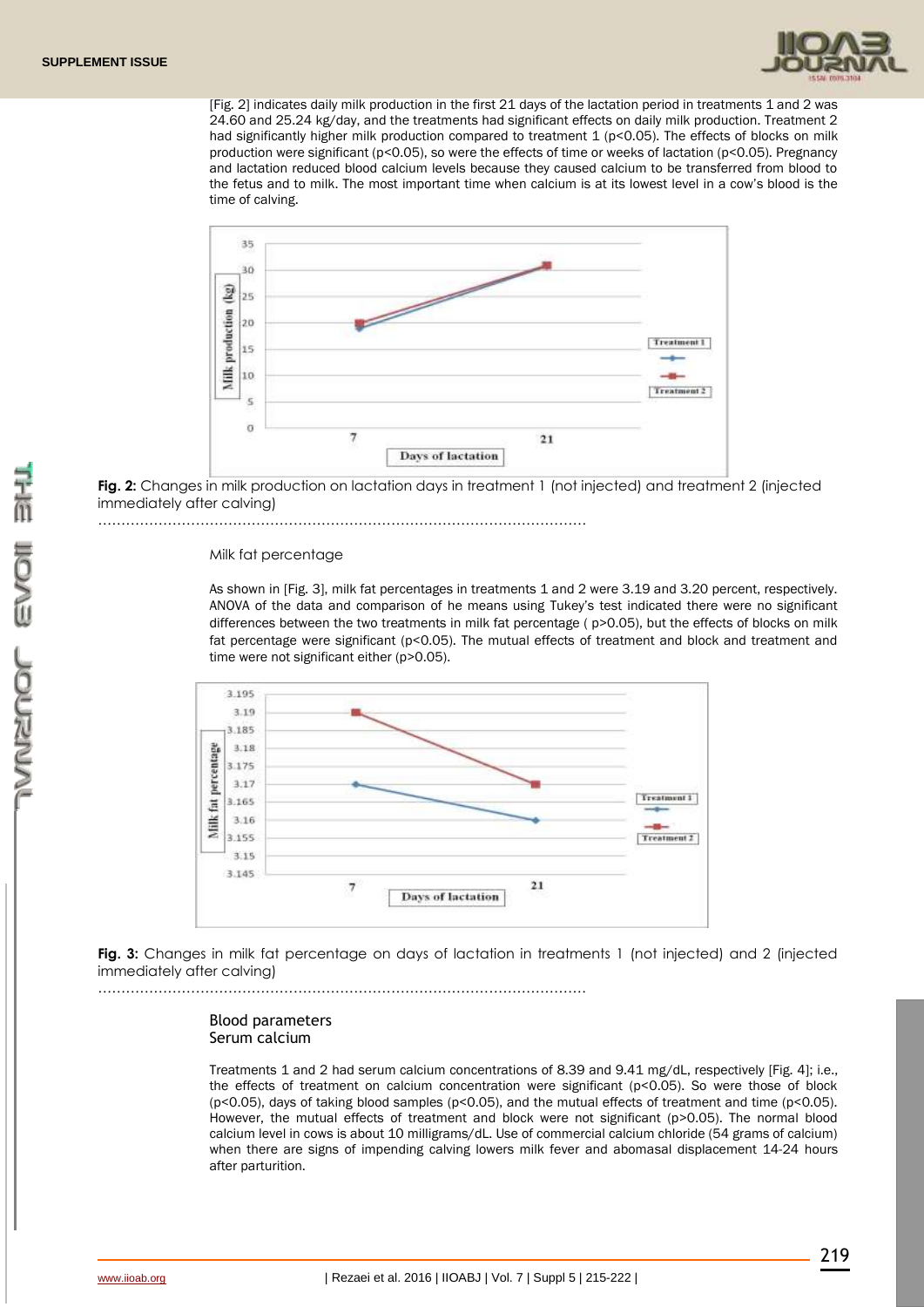[Fig. 2] indicates daily milk production in the first 21 days of the lactation period in treatments 1 and 2 was 24.60 and 25.24 kg/day, and the treatments had significant effects on daily milk production. Treatment 2 had significantly higher milk production compared to treatment 1 ($p<0.05$). The effects of blocks on milk production were significant ($p<0.05$), so were the effects of time or weeks of lactation ($p<0.05$). Pregnancy and lactation reduced blood calcium levels because they caused calcium to be transferred from blood to the fetus and to milk. The most important time when calcium is at its lowest level in a cow's blood is the time of calving.

**Fig. 2:** Changes in milk production on lactation days in treatment 1 (not injected) and treatment 2 (injected immediately after calving)

.........................................................................................................

Milk fat percentage

As shown in [Fig. 3], milk fat percentages in treatments 1 and 2 were 3.19 and 3.20 percent, respectively. ANOVA of the data and comparison of he means using Tukey's test indicated there were no significant differences between the two treatments in milk fat percentage ( $p>0.05$), but the effects of blocks on milk fat percentage were significant ($p<0.05$). The mutual effects of treatment and block and treatment and time were not significant either ($p>0.05$).

**Fig. 3:** Changes in milk fat percentage on days of lactation in treatments 1 (not injected) and 2 (injected immediately after calving)

.........................................................................................................

## Blood parameters

### Serum calcium

Treatments 1 and 2 had serum calcium concentrations of 8.39 and 9.41 mg/dL, respectively [Fig. 4]; i.e., the effects of treatment on calcium concentration were significant ($p<0.05$). So were those of block ($p<0.05$), days of taking blood samples ($p<0.05$), and the mutual effects of treatment and time ($p<0.05$). However, the mutual effects of treatment and block were not significant ($p>0.05$). The normal blood calcium level in cows is about 10 milligrams/dL. Use of commercial calcium chloride (54 grams of calcium) when there are signs of impending calving lowers milk fever and abomasal displacement 14-24 hours after parturition.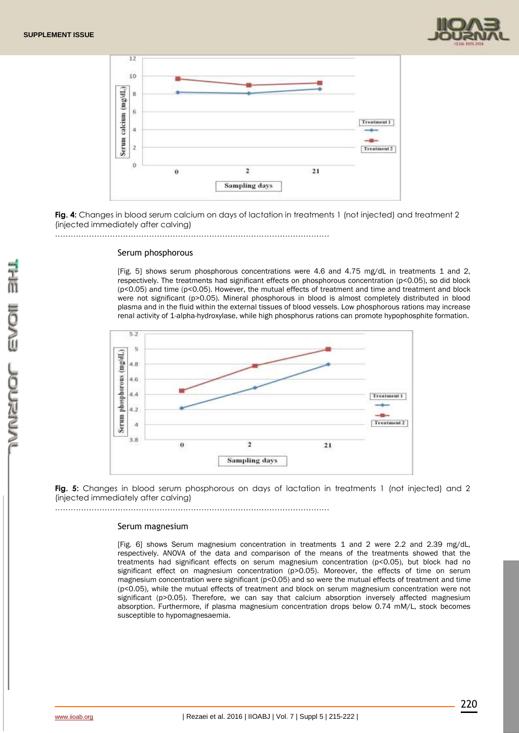**Fig. 4:** Changes in blood serum calcium on days of lactation in treatments 1 (not injected) and treatment 2 (injected immediately after calving)

### Serum phosphorous

[Fig. 5] shows serum phosphorous concentrations were 4.6 and 4.75 mg/dL in treatments 1 and 2, respectively. The treatments had significant effects on phosphorous concentration ($p<0.05$), so did block ($p<0.05$) and time ($p<0.05$). However, the mutual effects of treatment and time and treatment and block were not significant ($p>0.05$). Mineral phosphorous in blood is almost completely distributed in blood plasma and in the fluid within the external tissues of blood vessels. Low phosphorous rations may increase renal activity of 1-alpha-hydroxylase, while high phosphorus rations can promote hypophosphite formation.

**Fig. 5:** Changes in blood serum phosphorous on days of lactation in treatments 1 (not injected) and 2 (injected immediately after calving)

### Serum magnesium

[Fig. 6] shows Serum magnesium concentration in treatments 1 and 2 were 2.2 and 2.39 mg/dL, respectively. ANOVA of the data and comparison of the means of the treatments showed that the treatments had significant effects on serum magnesium concentration ($p<0.05$), but block had no significant effect on magnesium concentration ($p>0.05$). Moreover, the effects of time on serum magnesium concentration were significant ($p<0.05$) and so were the mutual effects of treatment and time ($p<0.05$), while the mutual effects of treatment and block on serum magnesium concentration were not significant ($p>0.05$). Therefore, we can say that calcium absorption inversely affected magnesium absorption. Furthermore, if plasma magnesium concentration drops below 0.74 mM/L, stock becomes susceptible to hypomagnesaemia.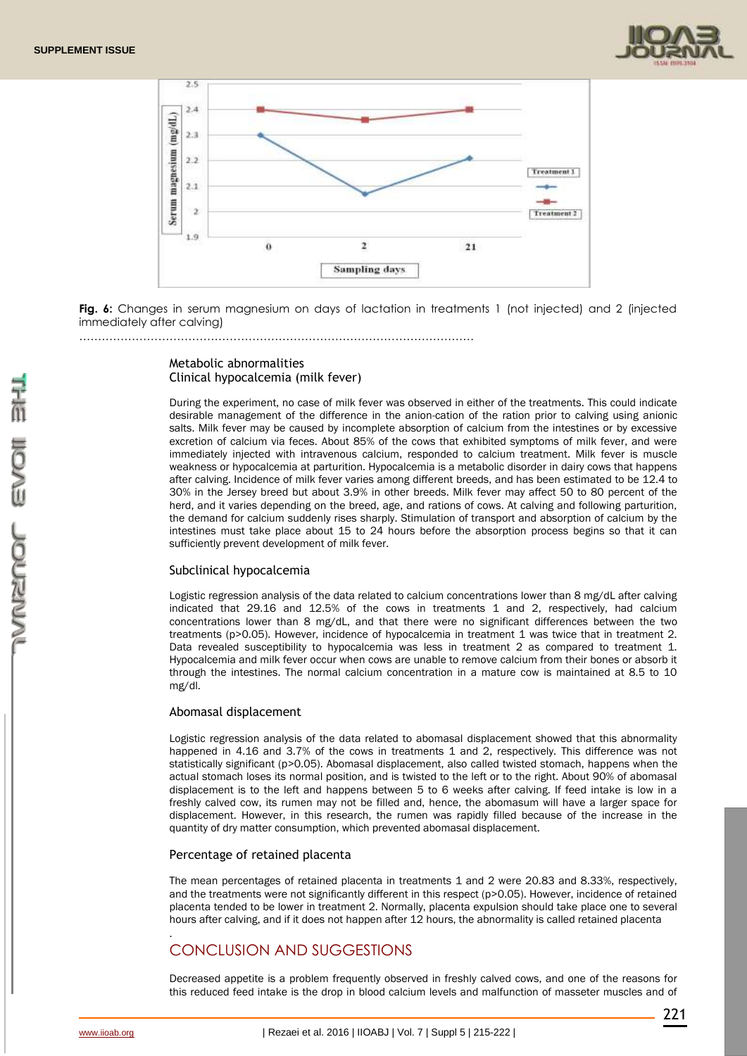**Fig. 6:** Changes in serum magnesium on days of lactation in treatments 1 (not injected) and 2 (injected immediately after calving)

### Metabolic abnormalities

#### Clinical hypocalcemia (milk fever)

During the experiment, no case of milk fever was observed in either of the treatments. This could indicate desirable management of the difference in the anion-cation of the ration prior to calving using anionic salts. Milk fever may be caused by incomplete absorption of calcium from the intestines or by excessive excretion of calcium via feces. About 85% of the cows that exhibited symptoms of milk fever, and were immediately injected with intravenous calcium, responded to calcium treatment. Milk fever is muscle weakness or hypocalcemia at parturition. Hypocalcemia is a metabolic disorder in dairy cows that happens after calving. Incidence of milk fever varies among different breeds, and has been estimated to be 12.4 to 30% in the Jersey breed but about 3.9% in other breeds. Milk fever may affect 50 to 80 percent of the herd, and it varies depending on the breed, age, and rations of cows. At calving and following parturition, the demand for calcium suddenly rises sharply. Stimulation of transport and absorption of calcium by the intestines must take place about 15 to 24 hours before the absorption process begins so that it can sufficiently prevent development of milk fever.

#### Subclinical hypocalcemia

Logistic regression analysis of the data related to calcium concentrations lower than 8 mg/dL after calving indicated that 29.16 and 12.5% of the cows in treatments 1 and 2, respectively, had calcium concentrations lower than 8 mg/dL, and that there were no significant differences between the two treatments ($p>0.05$). However, incidence of hypocalcemia in treatment 1 was twice that in treatment 2. Data revealed susceptibility to hypocalcemia was less in treatment 2 as compared to treatment 1. Hypocalcemia and milk fever occur when cows are unable to remove calcium from their bones or absorb it through the intestines. The normal calcium concentration in a mature cow is maintained at 8.5 to 10 mg/dl.

#### Abomasal displacement

Logistic regression analysis of the data related to abomasal displacement showed that this abnormality happened in 4.16 and 3.7% of the cows in treatments 1 and 2, respectively. This difference was not statistically significant ($p>0.05$). Abomasal displacement, also called twisted stomach, happens when the actual stomach loses its normal position, and is twisted to the left or to the right. About 90% of abomasal displacement is to the left and happens between 5 to 6 weeks after calving. If feed intake is low in a freshly calved cow, its rumen may not be filled and, hence, the abomasum will have a larger space for displacement. However, in this research, the rumen was rapidly filled because of the increase in the quantity of dry matter consumption, which prevented abomasal displacement.

#### Percentage of retained placenta

The mean percentages of retained placenta in treatments 1 and 2 were 20.83 and 8.33%, respectively, and the treatments were not significantly different in this respect ($p>0.05$). However, incidence of retained placenta tended to be lower in treatment 2. Normally, placenta expulsion should take place one to several hours after calving, and if it does not happen after 12 hours, the abnormality is called retained placenta.

## CONCLUSION AND SUGGESTIONS

Decreased appetite is a problem frequently observed in freshly calved cows, and one of the reasons for this reduced feed intake is the drop in blood calcium levels and malfunction of masseter muscles and of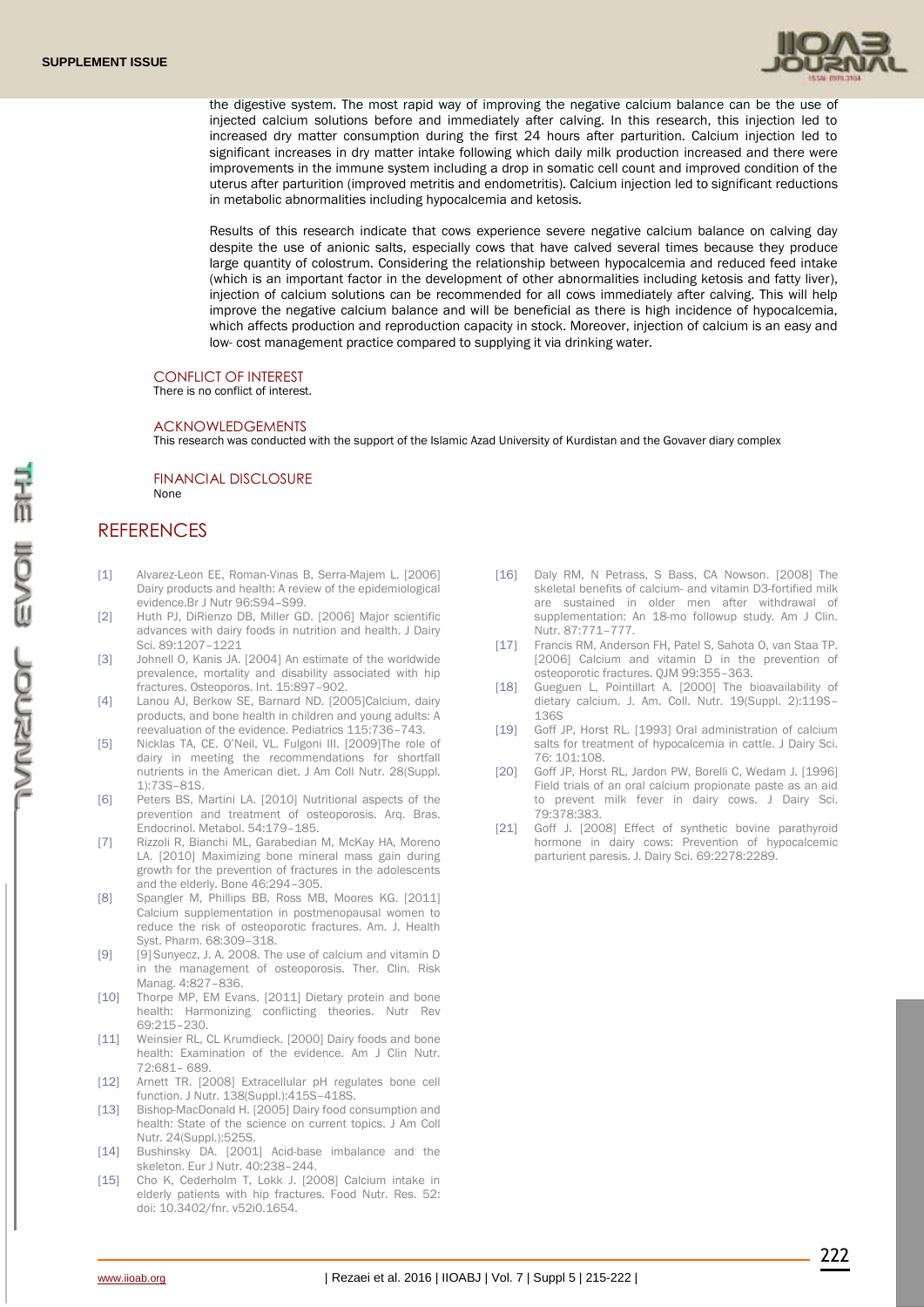the digestive system. The most rapid way of improving the negative calcium balance can be the use of injected calcium solutions before and immediately after calving. In this research, this injection led to increased dry matter consumption during the first 24 hours after parturition. Calcium injection led to significant increases in dry matter intake following which daily milk production increased and there were improvements in the immune system including a drop in somatic cell count and improved condition of the uterus after parturition (improved metritis and endometritis). Calcium injection led to significant reductions in metabolic abnormalities including hypocalcemia and ketosis.

Results of this research indicate that cows experience severe negative calcium balance on calving day despite the use of anionic salts, especially cows that have calved several times because they produce large quantity of colostrum. Considering the relationship between hypocalcemia and reduced feed intake (which is an important factor in the development of other abnormalities including ketosis and fatty liver), injection of calcium solutions can be recommended for all cows immediately after calving. This will help improve the negative calcium balance and will be beneficial as there is high incidence of hypocalcemia, which affects production and reproduction capacity in stock. Moreover, injection of calcium is an easy and low- cost management practice compared to supplying it via drinking water.

### CONFLICT OF INTEREST

There is no conflict of interest.

### ACKNOWLEDGEMENTS

This research was conducted with the support of the Islamic Azad University of Kurdistan and the Govaver diary complex

### FINANCIAL DISCLOSURE

None

## REFERENCES

[1] Alvarez-Leon EE, Roman-Vinas B, Serra-Majem L. [2006] Dairy products and health: A review of the epidemiological evidence.Br J Nutr 96:S94–S99.

[2] Huth PJ, DiRienzo DB, Miller GD. [2006] Major scientific advances with dairy foods in nutrition and health. J Dairy Sci. 89:1207–1221

[3] Johnell O, Kanis JA. [2004] An estimate of the worldwide prevalence, mortality and disability associated with hip fractures. Osteoporos. Int. 15:897–902.

[4] Lanou AJ, Berkow SE, Barnard ND. [2005]Calcium, dairy products, and bone health in children and young adults: A reevaluation of the evidence. Pediatrics 115:736–743.

[5] Nicklas TA, CE. O'Neil, VL. Fulgoni III. [2009]The role of dairy in meeting the recommendations for shortfall nutrients in the American diet. J Am Coll Nutr. 28(Suppl. 1):73S–81S.

[6] Peters BS, Martini LA. [2010] Nutritional aspects of the prevention and treatment of osteoporosis. Arq. Bras. Endocrinol. Metabol. 54:179–185.

[7] Rizzoli R, Bianchi ML, Garabedian M, McKay HA, Moreno LA. [2010] Maximizing bone mineral mass gain during growth for the prevention of fractures in the adolescents and the elderly. Bone 46:294–305.

[8] Spangler M, Phillips BB, Ross MB, Moores KG. [2011] Calcium supplementation in postmenopausal women to reduce the risk of osteoporotic fractures. Am. J. Health Syst. Pharm. 68:309–318.

[9] [9] Sunyecz, J. A. 2008. The use of calcium and vitamin D in the management of osteoporosis. Ther. Clin. Risk Manag. 4:827–836.

[10] Thorpe MP, EM Evans. [2011] Dietary protein and bone health: Harmonizing conflicting theories. Nutr Rev 69:215–230.

[11] Weinsier RL, CL Krumdieck. [2000] Dairy foods and bone health: Examination of the evidence. Am J Clin Nutr. 72:681– 689.

[12] Arnett TR. [2008] Extracellular pH regulates bone cell function. J Nutr. 138(Suppl.):415S–418S.

[13] Bishop-MacDonald H. [2005] Dairy food consumption and health: State of the science on current topics. J Am Coll Nutr. 24(Suppl.):525S.

[14] Bushinsky DA. [2001] Acid-base imbalance and the skeleton. Eur J Nutr. 40:238–244.

[15] Cho K, Cederholm T, Lokk J. [2008] Calcium intake in elderly patients with hip fractures. Food Nutr. Res. 52: doi: 10.3402/fnr. v52i0.1654.

[16] Daly RM, N Petrass, S Bass, CA Nowson. [2008] The skeletal benefits of calcium- and vitamin D3-fortified milk are sustained in older men after withdrawal of supplementation: An 18-mo followup study. Am J Clin. Nutr. 87:771–777.

[17] Francis RM, Anderson FH, Patel S, Sahota O, van Staa TP. [2006] Calcium and vitamin D in the prevention of osteoporotic fractures. QJM 99:355–363.

[18] Gueguen L, Pointillart A. [2000] The bioavailability of dietary calcium. J. Am. Coll. Nutr. 19(Suppl. 2):119S–136S

[19] Goff JP, Horst RL. [1993] Oral administration of calcium salts for treatment of hypocalcemia in cattle. J Dairy Sci. 76: 101:108.

[20] Goff JP, Horst RL, Jardon PW, Borelli C, Wedam J. [1996] Field trials of an oral calcium propionate paste as an aid to prevent milk fever in dairy cows. J Dairy Sci. 79:378:383.

[21] Goff J. [2008] Effect of synthetic bovine parathyroid hormone in dairy cows: Prevention of hypocalcemic parturient paresis. J. Dairy Sci. 69:2278:2289.